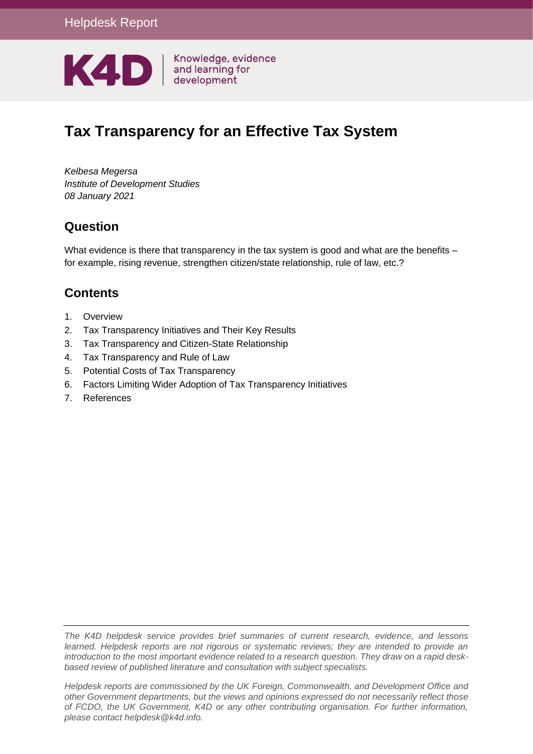Helpdesk Report

K4D | Knowledge, evidence and learning for development

# Tax Transparency for an Effective Tax System

*Kelbesa Megersa*
*Institute of Development Studies*
*08 January 2021*

## Question

What evidence is there that transparency in the tax system is good and what are the benefits – for example, rising revenue, strengthen citizen/state relationship, rule of law, etc.?

## Contents

1. Overview
2. Tax Transparency Initiatives and Their Key Results
3. Tax Transparency and Citizen-State Relationship
4. Tax Transparency and Rule of Law
5. Potential Costs of Tax Transparency
6. Factors Limiting Wider Adoption of Tax Transparency Initiatives
7. References

*The K4D helpdesk service provides brief summaries of current research, evidence, and lessons learned. Helpdesk reports are not rigorous or systematic reviews; they are intended to provide an introduction to the most important evidence related to a research question. They draw on a rapid desk-based review of published literature and consultation with subject specialists.*

*Helpdesk reports are commissioned by the UK Foreign, Commonwealth, and Development Office and other Government departments, but the views and opinions expressed do not necessarily reflect those of FCDO, the UK Government, K4D or any other contributing organisation. For further information, please contact helpdesk@k4d.info.*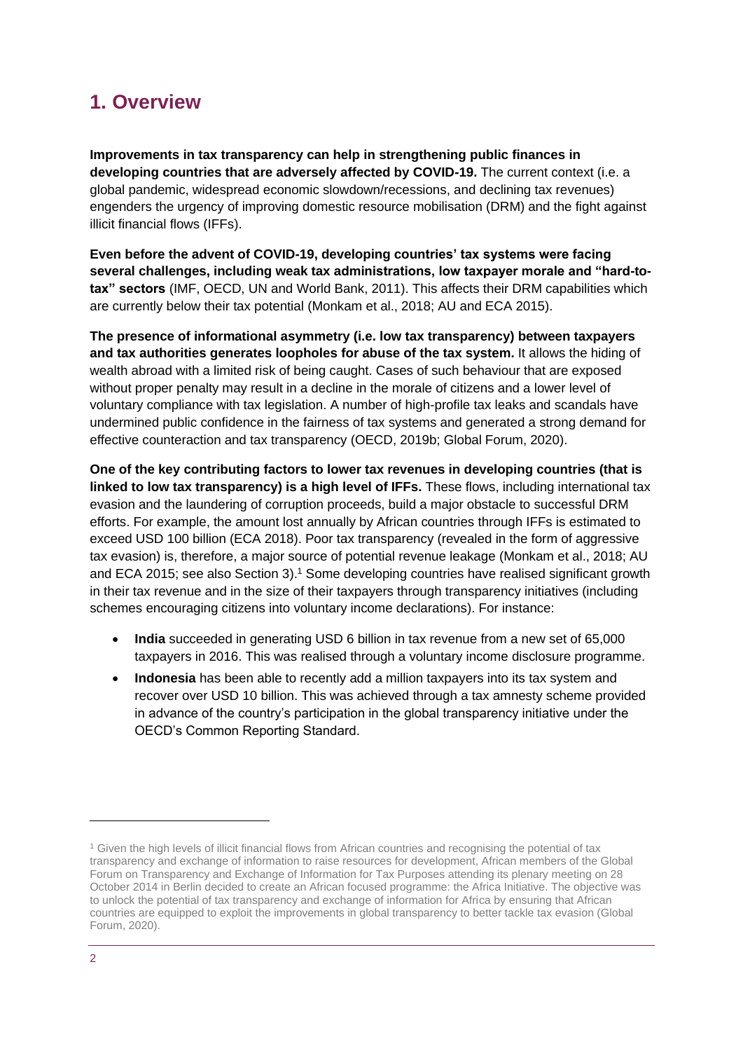# 1. Overview

**Improvements in tax transparency can help in strengthening public finances in developing countries that are adversely affected by COVID-19.** The current context (i.e. a global pandemic, widespread economic slowdown/recessions, and declining tax revenues) engenders the urgency of improving domestic resource mobilisation (DRM) and the fight against illicit financial flows (IFFs).

**Even before the advent of COVID-19, developing countries' tax systems were facing several challenges, including weak tax administrations, low taxpayer morale and "hard-to-tax" sectors** (IMF, OECD, UN and World Bank, 2011). This affects their DRM capabilities which are currently below their tax potential (Monkam et al., 2018; AU and ECA 2015).

**The presence of informational asymmetry (i.e. low tax transparency) between taxpayers and tax authorities generates loopholes for abuse of the tax system.** It allows the hiding of wealth abroad with a limited risk of being caught. Cases of such behaviour that are exposed without proper penalty may result in a decline in the morale of citizens and a lower level of voluntary compliance with tax legislation. A number of high-profile tax leaks and scandals have undermined public confidence in the fairness of tax systems and generated a strong demand for effective counteraction and tax transparency (OECD, 2019b; Global Forum, 2020).

**One of the key contributing factors to lower tax revenues in developing countries (that is linked to low tax transparency) is a high level of IFFs.** These flows, including international tax evasion and the laundering of corruption proceeds, build a major obstacle to successful DRM efforts. For example, the amount lost annually by African countries through IFFs is estimated to exceed USD 100 billion (ECA 2018). Poor tax transparency (revealed in the form of aggressive tax evasion) is, therefore, a major source of potential revenue leakage (Monkam et al., 2018; AU and ECA 2015; see also Section 3).[1] Some developing countries have realised significant growth in their tax revenue and in the size of their taxpayers through transparency initiatives (including schemes encouraging citizens into voluntary income declarations). For instance:

- **India** succeeded in generating USD 6 billion in tax revenue from a new set of 65,000 taxpayers in 2016. This was realised through a voluntary income disclosure programme.
- **Indonesia** has been able to recently add a million taxpayers into its tax system and recover over USD 10 billion. This was achieved through a tax amnesty scheme provided in advance of the country's participation in the global transparency initiative under the OECD's Common Reporting Standard.

[1] Given the high levels of illicit financial flows from African countries and recognising the potential of tax transparency and exchange of information to raise resources for development, African members of the Global Forum on Transparency and Exchange of Information for Tax Purposes attending its plenary meeting on 28 October 2014 in Berlin decided to create an African focused programme: the Africa Initiative. The objective was to unlock the potential of tax transparency and exchange of information for Africa by ensuring that African countries are equipped to exploit the improvements in global transparency to better tackle tax evasion (Global Forum, 2020).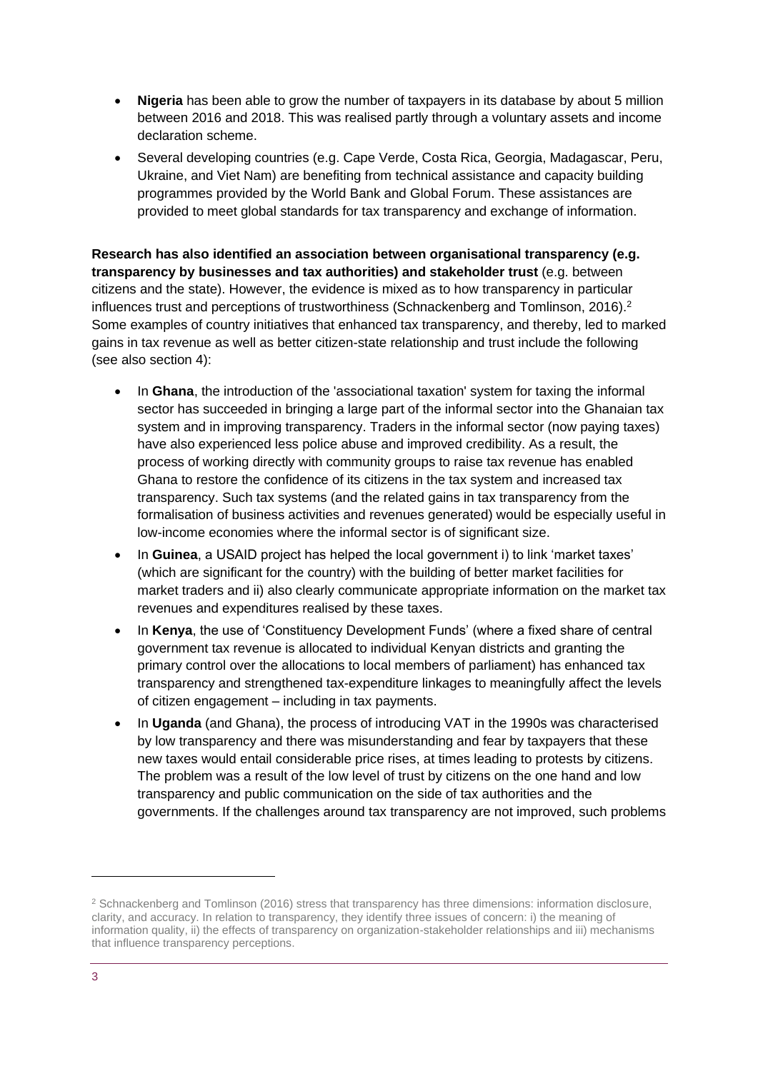- **Nigeria** has been able to grow the number of taxpayers in its database by about 5 million between 2016 and 2018. This was realised partly through a voluntary assets and income declaration scheme.
- Several developing countries (e.g. Cape Verde, Costa Rica, Georgia, Madagascar, Peru, Ukraine, and Viet Nam) are benefiting from technical assistance and capacity building programmes provided by the World Bank and Global Forum. These assistances are provided to meet global standards for tax transparency and exchange of information.

**Research has also identified an association between organisational transparency (e.g. transparency by businesses and tax authorities) and stakeholder trust** (e.g. between citizens and the state). However, the evidence is mixed as to how transparency in particular influences trust and perceptions of trustworthiness (Schnackenberg and Tomlinson, 2016).[2] Some examples of country initiatives that enhanced tax transparency, and thereby, led to marked gains in tax revenue as well as better citizen-state relationship and trust include the following (see also section 4):

- In **Ghana**, the introduction of the 'associational taxation' system for taxing the informal sector has succeeded in bringing a large part of the informal sector into the Ghanaian tax system and in improving transparency. Traders in the informal sector (now paying taxes) have also experienced less police abuse and improved credibility. As a result, the process of working directly with community groups to raise tax revenue has enabled Ghana to restore the confidence of its citizens in the tax system and increased tax transparency. Such tax systems (and the related gains in tax transparency from the formalisation of business activities and revenues generated) would be especially useful in low-income economies where the informal sector is of significant size.
- In **Guinea**, a USAID project has helped the local government i) to link 'market taxes' (which are significant for the country) with the building of better market facilities for market traders and ii) also clearly communicate appropriate information on the market tax revenues and expenditures realised by these taxes.
- In **Kenya**, the use of 'Constituency Development Funds' (where a fixed share of central government tax revenue is allocated to individual Kenyan districts and granting the primary control over the allocations to local members of parliament) has enhanced tax transparency and strengthened tax-expenditure linkages to meaningfully affect the levels of citizen engagement – including in tax payments.
- In **Uganda** (and Ghana), the process of introducing VAT in the 1990s was characterised by low transparency and there was misunderstanding and fear by taxpayers that these new taxes would entail considerable price rises, at times leading to protests by citizens. The problem was a result of the low level of trust by citizens on the one hand and low transparency and public communication on the side of tax authorities and the governments. If the challenges around tax transparency are not improved, such problems

[2] Schnackenberg and Tomlinson (2016) stress that transparency has three dimensions: information disclosure, clarity, and accuracy. In relation to transparency, they identify three issues of concern: i) the meaning of information quality, ii) the effects of transparency on organization-stakeholder relationships and iii) mechanisms that influence transparency perceptions.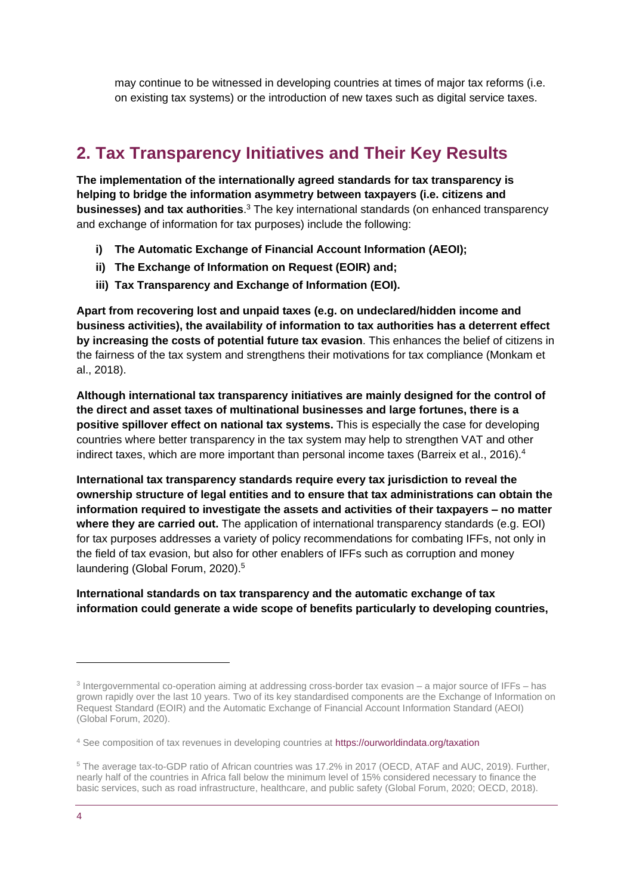may continue to be witnessed in developing countries at times of major tax reforms (i.e. on existing tax systems) or the introduction of new taxes such as digital service taxes.

## 2. Tax Transparency Initiatives and Their Key Results

**The implementation of the internationally agreed standards for tax transparency is helping to bridge the information asymmetry between taxpayers (i.e. citizens and businesses) and tax authorities**.[3] The key international standards (on enhanced transparency and exchange of information for tax purposes) include the following:

- **i) The Automatic Exchange of Financial Account Information (AEOI);**
- **ii) The Exchange of Information on Request (EOIR) and;**
- **iii) Tax Transparency and Exchange of Information (EOI).**

**Apart from recovering lost and unpaid taxes (e.g. on undeclared/hidden income and business activities), the availability of information to tax authorities has a deterrent effect by increasing the costs of potential future tax evasion**. This enhances the belief of citizens in the fairness of the tax system and strengthens their motivations for tax compliance (Monkam et al., 2018).

**Although international tax transparency initiatives are mainly designed for the control of the direct and asset taxes of multinational businesses and large fortunes, there is a positive spillover effect on national tax systems.** This is especially the case for developing countries where better transparency in the tax system may help to strengthen VAT and other indirect taxes, which are more important than personal income taxes (Barreix et al., 2016).[4]

**International tax transparency standards require every tax jurisdiction to reveal the ownership structure of legal entities and to ensure that tax administrations can obtain the information required to investigate the assets and activities of their taxpayers – no matter where they are carried out.** The application of international transparency standards (e.g. EOI) for tax purposes addresses a variety of policy recommendations for combating IFFs, not only in the field of tax evasion, but also for other enablers of IFFs such as corruption and money laundering (Global Forum, 2020).[5]

**International standards on tax transparency and the automatic exchange of tax information could generate a wide scope of benefits particularly to developing countries,**

---

[3] Intergovernmental co-operation aiming at addressing cross-border tax evasion – a major source of IFFs – has grown rapidly over the last 10 years. Two of its key standardised components are the Exchange of Information on Request Standard (EOIR) and the Automatic Exchange of Financial Account Information Standard (AEOI) (Global Forum, 2020).

[4] See composition of tax revenues in developing countries at https://ourworldindata.org/taxation

[5] The average tax-to-GDP ratio of African countries was 17.2% in 2017 (OECD, ATAF and AUC, 2019). Further, nearly half of the countries in Africa fall below the minimum level of 15% considered necessary to finance the basic services, such as road infrastructure, healthcare, and public safety (Global Forum, 2020; OECD, 2018).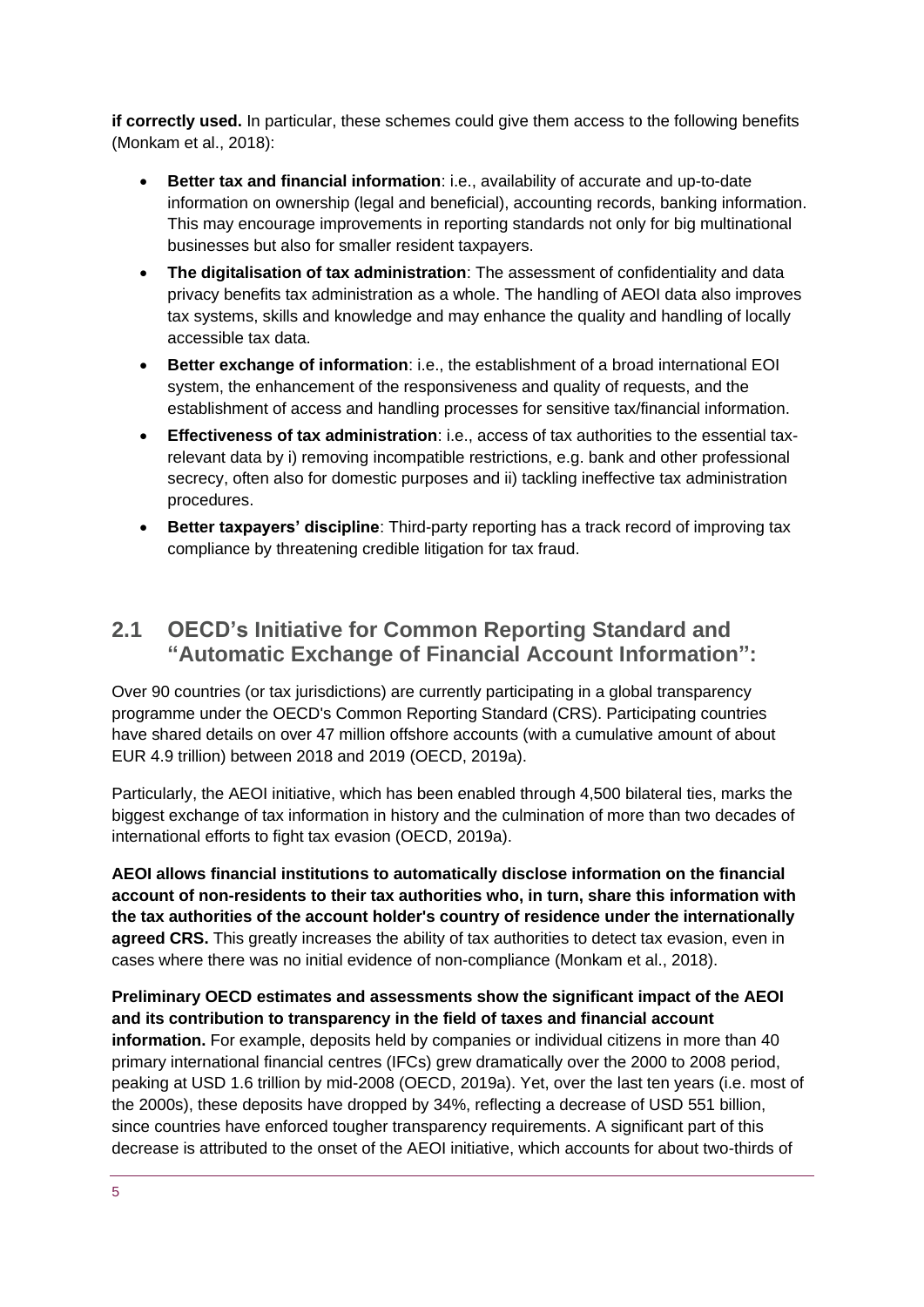**if correctly used.** In particular, these schemes could give them access to the following benefits (Monkam et al., 2018):

- **Better tax and financial information**: i.e., availability of accurate and up-to-date information on ownership (legal and beneficial), accounting records, banking information. This may encourage improvements in reporting standards not only for big multinational businesses but also for smaller resident taxpayers.
- **The digitalisation of tax administration**: The assessment of confidentiality and data privacy benefits tax administration as a whole. The handling of AEOI data also improves tax systems, skills and knowledge and may enhance the quality and handling of locally accessible tax data.
- **Better exchange of information**: i.e., the establishment of a broad international EOI system, the enhancement of the responsiveness and quality of requests, and the establishment of access and handling processes for sensitive tax/financial information.
- **Effectiveness of tax administration**: i.e., access of tax authorities to the essential tax-relevant data by i) removing incompatible restrictions, e.g. bank and other professional secrecy, often also for domestic purposes and ii) tackling ineffective tax administration procedures.
- **Better taxpayers' discipline**: Third-party reporting has a track record of improving tax compliance by threatening credible litigation for tax fraud.

## 2.1 OECD's Initiative for Common Reporting Standard and "Automatic Exchange of Financial Account Information":

Over 90 countries (or tax jurisdictions) are currently participating in a global transparency programme under the OECD's Common Reporting Standard (CRS). Participating countries have shared details on over 47 million offshore accounts (with a cumulative amount of about EUR 4.9 trillion) between 2018 and 2019 (OECD, 2019a).

Particularly, the AEOI initiative, which has been enabled through 4,500 bilateral ties, marks the biggest exchange of tax information in history and the culmination of more than two decades of international efforts to fight tax evasion (OECD, 2019a).

**AEOI allows financial institutions to automatically disclose information on the financial account of non-residents to their tax authorities who, in turn, share this information with the tax authorities of the account holder's country of residence under the internationally agreed CRS.** This greatly increases the ability of tax authorities to detect tax evasion, even in cases where there was no initial evidence of non-compliance (Monkam et al., 2018).

**Preliminary OECD estimates and assessments show the significant impact of the AEOI and its contribution to transparency in the field of taxes and financial account information.** For example, deposits held by companies or individual citizens in more than 40 primary international financial centres (IFCs) grew dramatically over the 2000 to 2008 period, peaking at USD 1.6 trillion by mid-2008 (OECD, 2019a). Yet, over the last ten years (i.e. most of the 2000s), these deposits have dropped by 34%, reflecting a decrease of USD 551 billion, since countries have enforced tougher transparency requirements. A significant part of this decrease is attributed to the onset of the AEOI initiative, which accounts for about two-thirds of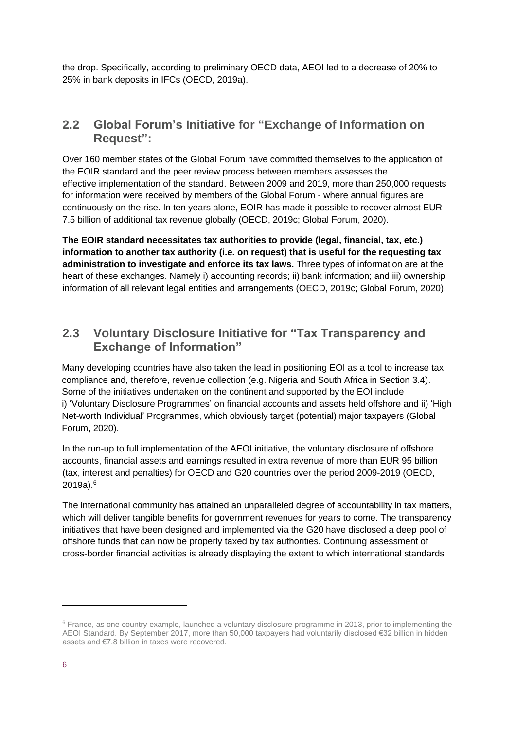the drop. Specifically, according to preliminary OECD data, AEOI led to a decrease of 20% to 25% in bank deposits in IFCs (OECD, 2019a).

## 2.2 Global Forum's Initiative for "Exchange of Information on Request":

Over 160 member states of the Global Forum have committed themselves to the application of the EOIR standard and the peer review process between members assesses the effective implementation of the standard. Between 2009 and 2019, more than 250,000 requests for information were received by members of the Global Forum - where annual figures are continuously on the rise. In ten years alone, EOIR has made it possible to recover almost EUR 7.5 billion of additional tax revenue globally (OECD, 2019c; Global Forum, 2020).

**The EOIR standard necessitates tax authorities to provide (legal, financial, tax, etc.) information to another tax authority (i.e. on request) that is useful for the requesting tax administration to investigate and enforce its tax laws.** Three types of information are at the heart of these exchanges. Namely i) accounting records; ii) bank information; and iii) ownership information of all relevant legal entities and arrangements (OECD, 2019c; Global Forum, 2020).

## 2.3 Voluntary Disclosure Initiative for "Tax Transparency and Exchange of Information"

Many developing countries have also taken the lead in positioning EOI as a tool to increase tax compliance and, therefore, revenue collection (e.g. Nigeria and South Africa in Section 3.4). Some of the initiatives undertaken on the continent and supported by the EOI include i) 'Voluntary Disclosure Programmes' on financial accounts and assets held offshore and ii) 'High Net-worth Individual' Programmes, which obviously target (potential) major taxpayers (Global Forum, 2020).

In the run-up to full implementation of the AEOI initiative, the voluntary disclosure of offshore accounts, financial assets and earnings resulted in extra revenue of more than EUR 95 billion (tax, interest and penalties) for OECD and G20 countries over the period 2009-2019 (OECD, 2019a).[6]

The international community has attained an unparalleled degree of accountability in tax matters, which will deliver tangible benefits for government revenues for years to come. The transparency initiatives that have been designed and implemented via the G20 have disclosed a deep pool of offshore funds that can now be properly taxed by tax authorities. Continuing assessment of cross-border financial activities is already displaying the extent to which international standards

[6] France, as one country example, launched a voluntary disclosure programme in 2013, prior to implementing the AEOI Standard. By September 2017, more than 50,000 taxpayers had voluntarily disclosed €32 billion in hidden assets and €7.8 billion in taxes were recovered.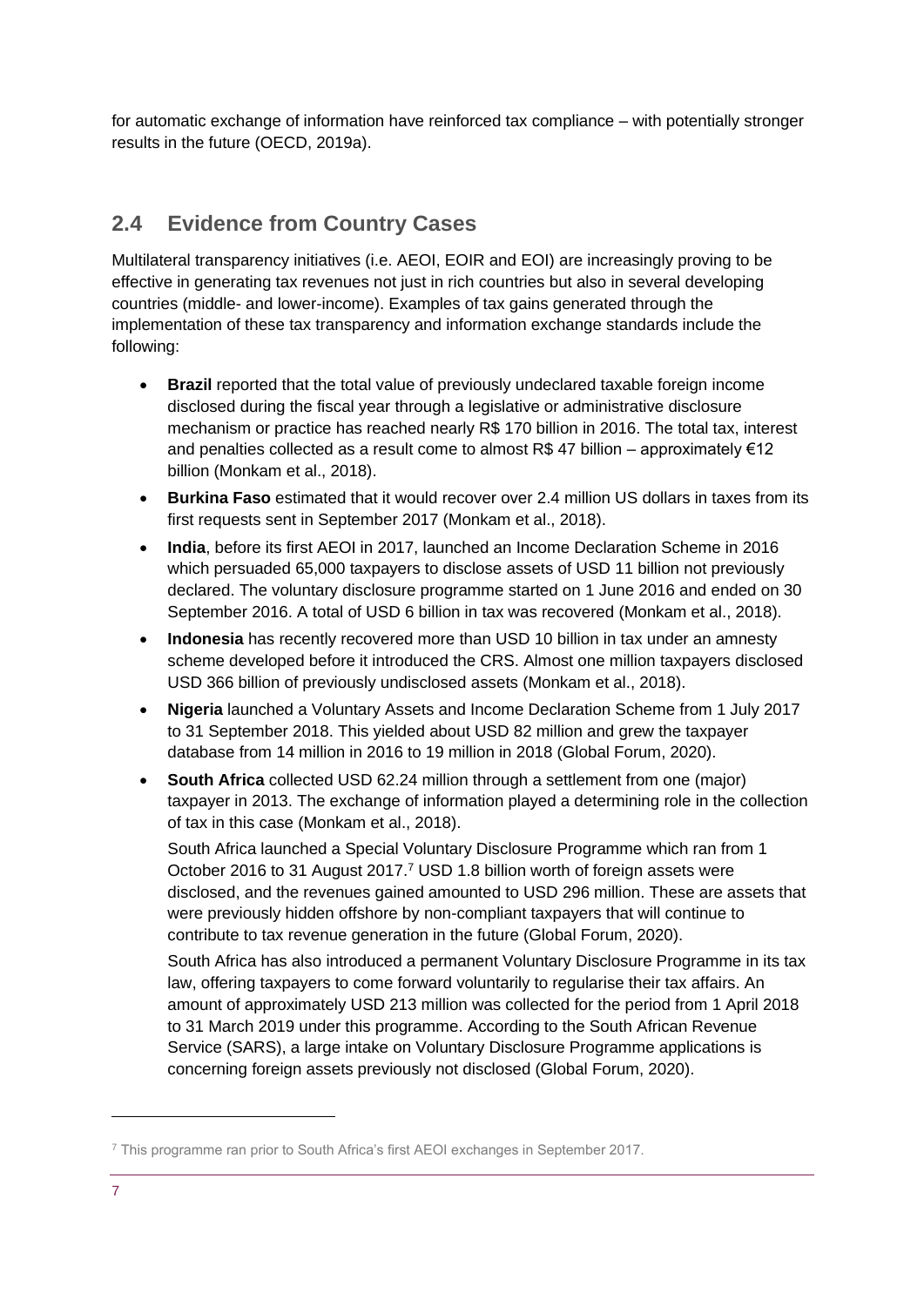for automatic exchange of information have reinforced tax compliance – with potentially stronger results in the future (OECD, 2019a).

## 2.4 Evidence from Country Cases

Multilateral transparency initiatives (i.e. AEOI, EOIR and EOI) are increasingly proving to be effective in generating tax revenues not just in rich countries but also in several developing countries (middle- and lower-income). Examples of tax gains generated through the implementation of these tax transparency and information exchange standards include the following:

- **Brazil** reported that the total value of previously undeclared taxable foreign income disclosed during the fiscal year through a legislative or administrative disclosure mechanism or practice has reached nearly R$ 170 billion in 2016. The total tax, interest and penalties collected as a result come to almost R$ 47 billion – approximately €12 billion (Monkam et al., 2018).
- **Burkina Faso** estimated that it would recover over 2.4 million US dollars in taxes from its first requests sent in September 2017 (Monkam et al., 2018).
- **India**, before its first AEOI in 2017, launched an Income Declaration Scheme in 2016 which persuaded 65,000 taxpayers to disclose assets of USD 11 billion not previously declared. The voluntary disclosure programme started on 1 June 2016 and ended on 30 September 2016. A total of USD 6 billion in tax was recovered (Monkam et al., 2018).
- **Indonesia** has recently recovered more than USD 10 billion in tax under an amnesty scheme developed before it introduced the CRS. Almost one million taxpayers disclosed USD 366 billion of previously undisclosed assets (Monkam et al., 2018).
- **Nigeria** launched a Voluntary Assets and Income Declaration Scheme from 1 July 2017 to 31 September 2018. This yielded about USD 82 million and grew the taxpayer database from 14 million in 2016 to 19 million in 2018 (Global Forum, 2020).
- **South Africa** collected USD 62.24 million through a settlement from one (major) taxpayer in 2013. The exchange of information played a determining role in the collection of tax in this case (Monkam et al., 2018).

  South Africa launched a Special Voluntary Disclosure Programme which ran from 1 October 2016 to 31 August 2017.[7] USD 1.8 billion worth of foreign assets were disclosed, and the revenues gained amounted to USD 296 million. These are assets that were previously hidden offshore by non-compliant taxpayers that will continue to contribute to tax revenue generation in the future (Global Forum, 2020).

  South Africa has also introduced a permanent Voluntary Disclosure Programme in its tax law, offering taxpayers to come forward voluntarily to regularise their tax affairs. An amount of approximately USD 213 million was collected for the period from 1 April 2018 to 31 March 2019 under this programme. According to the South African Revenue Service (SARS), a large intake on Voluntary Disclosure Programme applications is concerning foreign assets previously not disclosed (Global Forum, 2020).

[7] This programme ran prior to South Africa's first AEOI exchanges in September 2017.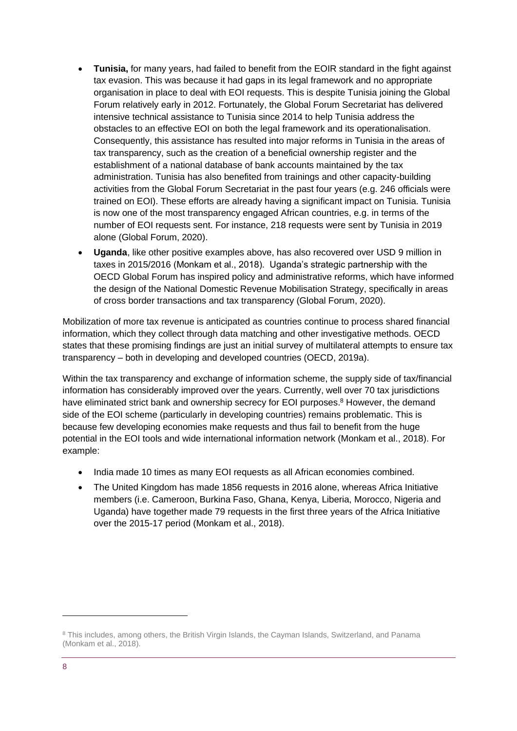- **Tunisia,** for many years, had failed to benefit from the EOIR standard in the fight against tax evasion. This was because it had gaps in its legal framework and no appropriate organisation in place to deal with EOI requests. This is despite Tunisia joining the Global Forum relatively early in 2012. Fortunately, the Global Forum Secretariat has delivered intensive technical assistance to Tunisia since 2014 to help Tunisia address the obstacles to an effective EOI on both the legal framework and its operationalisation. Consequently, this assistance has resulted into major reforms in Tunisia in the areas of tax transparency, such as the creation of a beneficial ownership register and the establishment of a national database of bank accounts maintained by the tax administration. Tunisia has also benefited from trainings and other capacity-building activities from the Global Forum Secretariat in the past four years (e.g. 246 officials were trained on EOI). These efforts are already having a significant impact on Tunisia. Tunisia is now one of the most transparency engaged African countries, e.g. in terms of the number of EOI requests sent. For instance, 218 requests were sent by Tunisia in 2019 alone (Global Forum, 2020).
- **Uganda**, like other positive examples above, has also recovered over USD 9 million in taxes in 2015/2016 (Monkam et al., 2018). Uganda's strategic partnership with the OECD Global Forum has inspired policy and administrative reforms, which have informed the design of the National Domestic Revenue Mobilisation Strategy, specifically in areas of cross border transactions and tax transparency (Global Forum, 2020).

Mobilization of more tax revenue is anticipated as countries continue to process shared financial information, which they collect through data matching and other investigative methods. OECD states that these promising findings are just an initial survey of multilateral attempts to ensure tax transparency – both in developing and developed countries (OECD, 2019a).

Within the tax transparency and exchange of information scheme, the supply side of tax/financial information has considerably improved over the years. Currently, well over 70 tax jurisdictions have eliminated strict bank and ownership secrecy for EOI purposes.[8] However, the demand side of the EOI scheme (particularly in developing countries) remains problematic. This is because few developing economies make requests and thus fail to benefit from the huge potential in the EOI tools and wide international information network (Monkam et al., 2018). For example:

- India made 10 times as many EOI requests as all African economies combined.
- The United Kingdom has made 1856 requests in 2016 alone, whereas Africa Initiative members (i.e. Cameroon, Burkina Faso, Ghana, Kenya, Liberia, Morocco, Nigeria and Uganda) have together made 79 requests in the first three years of the Africa Initiative over the 2015-17 period (Monkam et al., 2018).

[8] This includes, among others, the British Virgin Islands, the Cayman Islands, Switzerland, and Panama (Monkam et al., 2018).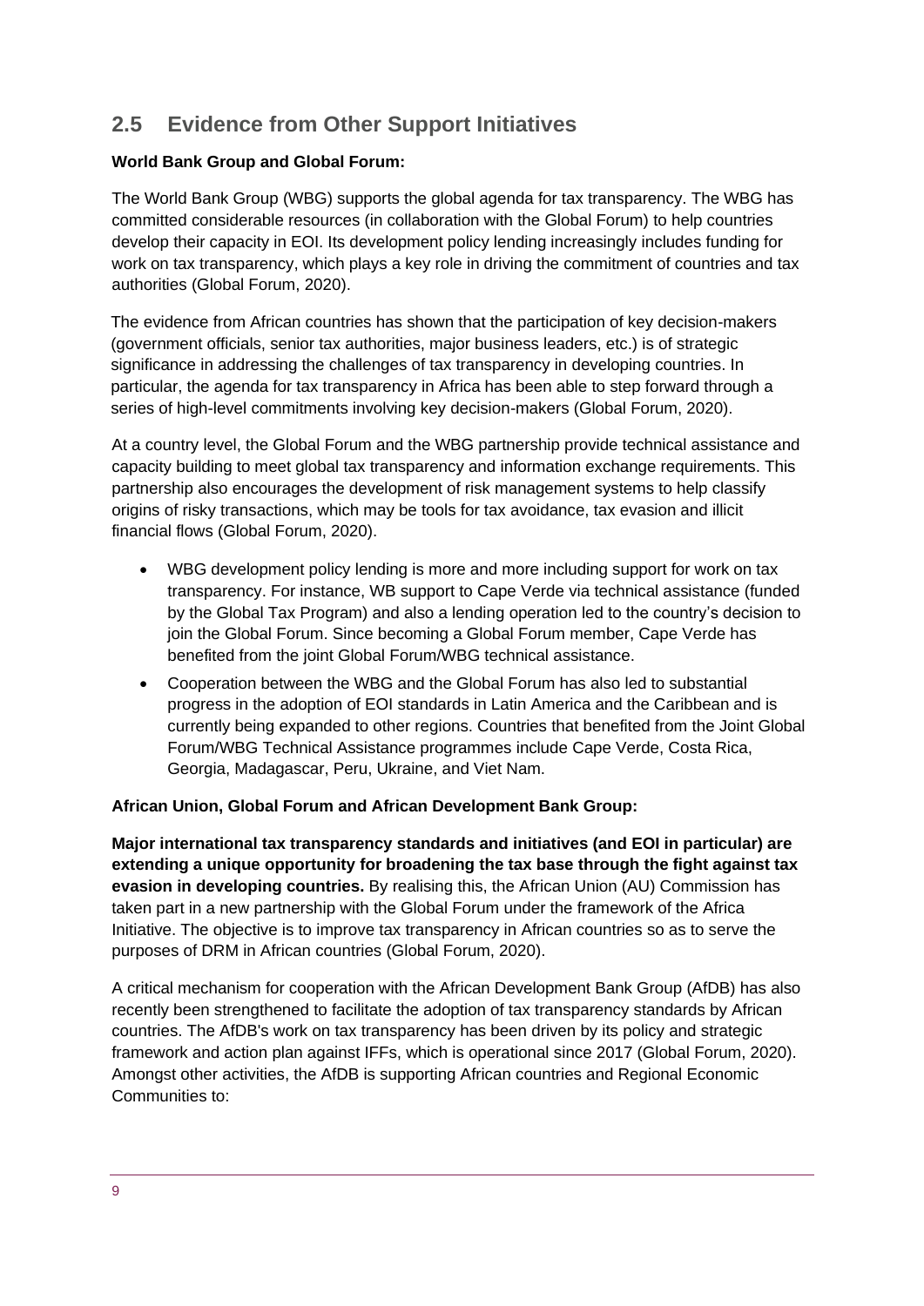## 2.5 Evidence from Other Support Initiatives

**World Bank Group and Global Forum:**

The World Bank Group (WBG) supports the global agenda for tax transparency. The WBG has committed considerable resources (in collaboration with the Global Forum) to help countries develop their capacity in EOI. Its development policy lending increasingly includes funding for work on tax transparency, which plays a key role in driving the commitment of countries and tax authorities (Global Forum, 2020).

The evidence from African countries has shown that the participation of key decision-makers (government officials, senior tax authorities, major business leaders, etc.) is of strategic significance in addressing the challenges of tax transparency in developing countries. In particular, the agenda for tax transparency in Africa has been able to step forward through a series of high-level commitments involving key decision-makers (Global Forum, 2020).

At a country level, the Global Forum and the WBG partnership provide technical assistance and capacity building to meet global tax transparency and information exchange requirements. This partnership also encourages the development of risk management systems to help classify origins of risky transactions, which may be tools for tax avoidance, tax evasion and illicit financial flows (Global Forum, 2020).

- WBG development policy lending is more and more including support for work on tax transparency. For instance, WB support to Cape Verde via technical assistance (funded by the Global Tax Program) and also a lending operation led to the country's decision to join the Global Forum. Since becoming a Global Forum member, Cape Verde has benefited from the joint Global Forum/WBG technical assistance.
- Cooperation between the WBG and the Global Forum has also led to substantial progress in the adoption of EOI standards in Latin America and the Caribbean and is currently being expanded to other regions. Countries that benefited from the Joint Global Forum/WBG Technical Assistance programmes include Cape Verde, Costa Rica, Georgia, Madagascar, Peru, Ukraine, and Viet Nam.

**African Union, Global Forum and African Development Bank Group:**

**Major international tax transparency standards and initiatives (and EOI in particular) are extending a unique opportunity for broadening the tax base through the fight against tax evasion in developing countries.** By realising this, the African Union (AU) Commission has taken part in a new partnership with the Global Forum under the framework of the Africa Initiative. The objective is to improve tax transparency in African countries so as to serve the purposes of DRM in African countries (Global Forum, 2020).

A critical mechanism for cooperation with the African Development Bank Group (AfDB) has also recently been strengthened to facilitate the adoption of tax transparency standards by African countries. The AfDB's work on tax transparency has been driven by its policy and strategic framework and action plan against IFFs, which is operational since 2017 (Global Forum, 2020). Amongst other activities, the AfDB is supporting African countries and Regional Economic Communities to: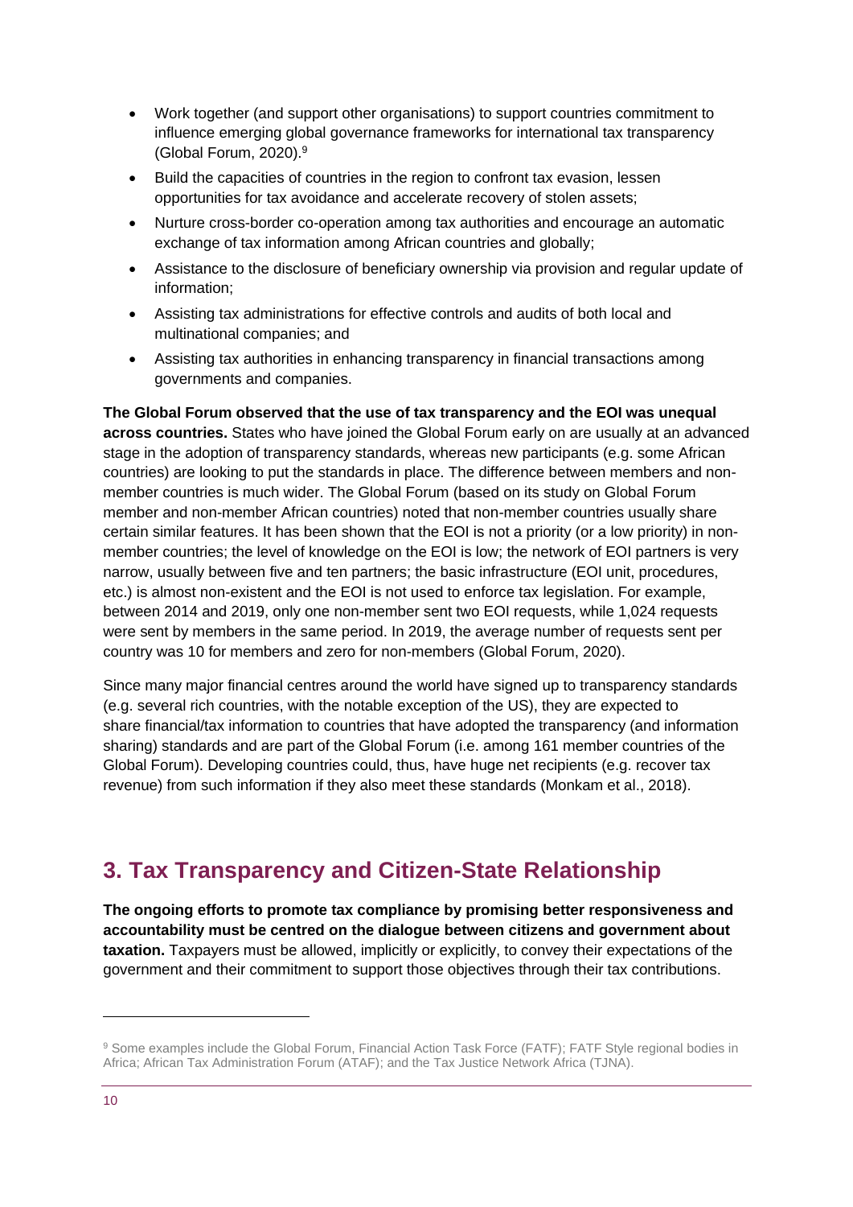- Work together (and support other organisations) to support countries commitment to influence emerging global governance frameworks for international tax transparency (Global Forum, 2020).[9]
- Build the capacities of countries in the region to confront tax evasion, lessen opportunities for tax avoidance and accelerate recovery of stolen assets;
- Nurture cross-border co-operation among tax authorities and encourage an automatic exchange of tax information among African countries and globally;
- Assistance to the disclosure of beneficiary ownership via provision and regular update of information;
- Assisting tax administrations for effective controls and audits of both local and multinational companies; and
- Assisting tax authorities in enhancing transparency in financial transactions among governments and companies.

**The Global Forum observed that the use of tax transparency and the EOI was unequal across countries.** States who have joined the Global Forum early on are usually at an advanced stage in the adoption of transparency standards, whereas new participants (e.g. some African countries) are looking to put the standards in place. The difference between members and non-member countries is much wider. The Global Forum (based on its study on Global Forum member and non-member African countries) noted that non-member countries usually share certain similar features. It has been shown that the EOI is not a priority (or a low priority) in non-member countries; the level of knowledge on the EOI is low; the network of EOI partners is very narrow, usually between five and ten partners; the basic infrastructure (EOI unit, procedures, etc.) is almost non-existent and the EOI is not used to enforce tax legislation. For example, between 2014 and 2019, only one non-member sent two EOI requests, while 1,024 requests were sent by members in the same period. In 2019, the average number of requests sent per country was 10 for members and zero for non-members (Global Forum, 2020).

Since many major financial centres around the world have signed up to transparency standards (e.g. several rich countries, with the notable exception of the US), they are expected to share financial/tax information to countries that have adopted the transparency (and information sharing) standards and are part of the Global Forum (i.e. among 161 member countries of the Global Forum). Developing countries could, thus, have huge net recipients (e.g. recover tax revenue) from such information if they also meet these standards (Monkam et al., 2018).

## 3. Tax Transparency and Citizen-State Relationship

**The ongoing efforts to promote tax compliance by promising better responsiveness and accountability must be centred on the dialogue between citizens and government about taxation.** Taxpayers must be allowed, implicitly or explicitly, to convey their expectations of the government and their commitment to support those objectives through their tax contributions.

[9] Some examples include the Global Forum, Financial Action Task Force (FATF); FATF Style regional bodies in Africa; African Tax Administration Forum (ATAF); and the Tax Justice Network Africa (TJNA).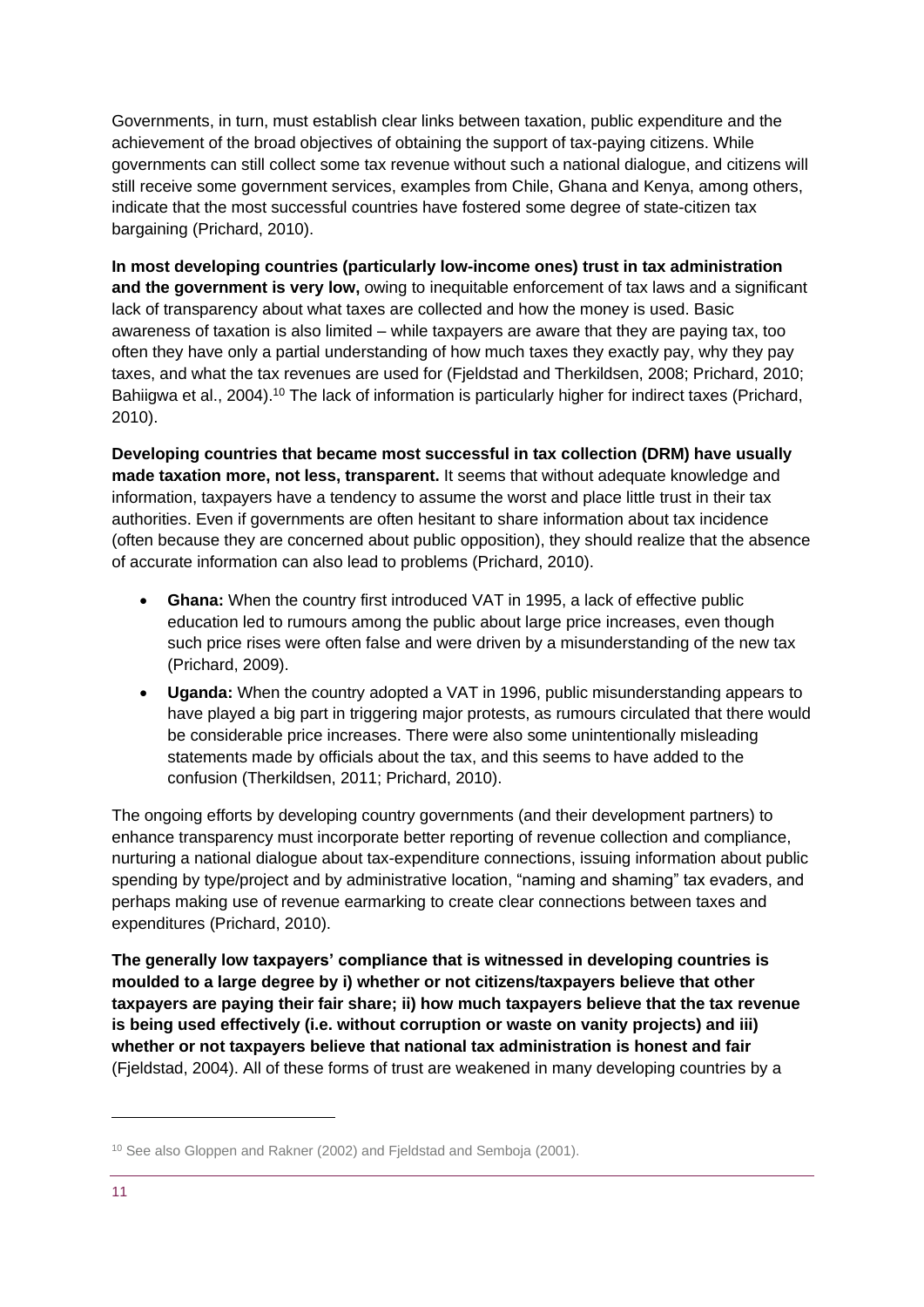Governments, in turn, must establish clear links between taxation, public expenditure and the achievement of the broad objectives of obtaining the support of tax-paying citizens. While governments can still collect some tax revenue without such a national dialogue, and citizens will still receive some government services, examples from Chile, Ghana and Kenya, among others, indicate that the most successful countries have fostered some degree of state-citizen tax bargaining (Prichard, 2010).

**In most developing countries (particularly low-income ones) trust in tax administration and the government is very low,** owing to inequitable enforcement of tax laws and a significant lack of transparency about what taxes are collected and how the money is used. Basic awareness of taxation is also limited – while taxpayers are aware that they are paying tax, too often they have only a partial understanding of how much taxes they exactly pay, why they pay taxes, and what the tax revenues are used for (Fjeldstad and Therkildsen, 2008; Prichard, 2010; Bahiigwa et al., 2004).[10] The lack of information is particularly higher for indirect taxes (Prichard, 2010).

**Developing countries that became most successful in tax collection (DRM) have usually made taxation more, not less, transparent.** It seems that without adequate knowledge and information, taxpayers have a tendency to assume the worst and place little trust in their tax authorities. Even if governments are often hesitant to share information about tax incidence (often because they are concerned about public opposition), they should realize that the absence of accurate information can also lead to problems (Prichard, 2010).

- **Ghana:** When the country first introduced VAT in 1995, a lack of effective public education led to rumours among the public about large price increases, even though such price rises were often false and were driven by a misunderstanding of the new tax (Prichard, 2009).
- **Uganda:** When the country adopted a VAT in 1996, public misunderstanding appears to have played a big part in triggering major protests, as rumours circulated that there would be considerable price increases. There were also some unintentionally misleading statements made by officials about the tax, and this seems to have added to the confusion (Therkildsen, 2011; Prichard, 2010).

The ongoing efforts by developing country governments (and their development partners) to enhance transparency must incorporate better reporting of revenue collection and compliance, nurturing a national dialogue about tax-expenditure connections, issuing information about public spending by type/project and by administrative location, "naming and shaming" tax evaders, and perhaps making use of revenue earmarking to create clear connections between taxes and expenditures (Prichard, 2010).

**The generally low taxpayers' compliance that is witnessed in developing countries is moulded to a large degree by i) whether or not citizens/taxpayers believe that other taxpayers are paying their fair share; ii) how much taxpayers believe that the tax revenue is being used effectively (i.e. without corruption or waste on vanity projects) and iii) whether or not taxpayers believe that national tax administration is honest and fair** (Fjeldstad, 2004). All of these forms of trust are weakened in many developing countries by a

[10] See also Gloppen and Rakner (2002) and Fjeldstad and Semboja (2001).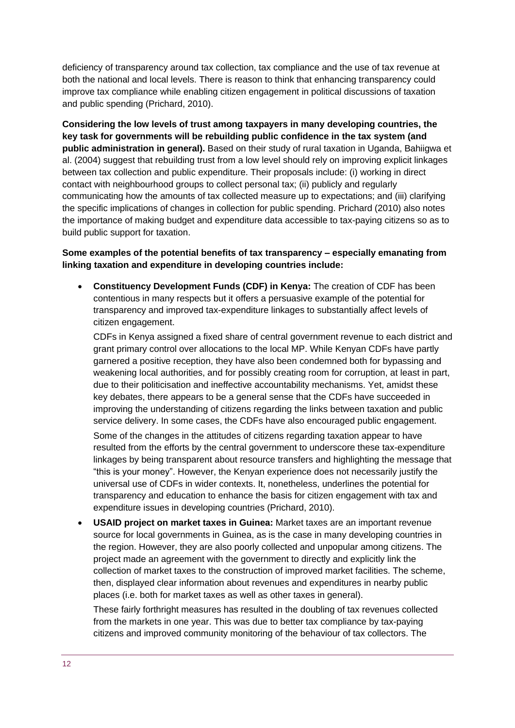deficiency of transparency around tax collection, tax compliance and the use of tax revenue at both the national and local levels. There is reason to think that enhancing transparency could improve tax compliance while enabling citizen engagement in political discussions of taxation and public spending (Prichard, 2010).

**Considering the low levels of trust among taxpayers in many developing countries, the key task for governments will be rebuilding public confidence in the tax system (and public administration in general).** Based on their study of rural taxation in Uganda, Bahiigwa et al. (2004) suggest that rebuilding trust from a low level should rely on improving explicit linkages between tax collection and public expenditure. Their proposals include: (i) working in direct contact with neighbourhood groups to collect personal tax; (ii) publicly and regularly communicating how the amounts of tax collected measure up to expectations; and (iii) clarifying the specific implications of changes in collection for public spending. Prichard (2010) also notes the importance of making budget and expenditure data accessible to tax-paying citizens so as to build public support for taxation.

**Some examples of the potential benefits of tax transparency – especially emanating from linking taxation and expenditure in developing countries include:**

- **Constituency Development Funds (CDF) in Kenya:** The creation of CDF has been contentious in many respects but it offers a persuasive example of the potential for transparency and improved tax-expenditure linkages to substantially affect levels of citizen engagement.

  CDFs in Kenya assigned a fixed share of central government revenue to each district and grant primary control over allocations to the local MP. While Kenyan CDFs have partly garnered a positive reception, they have also been condemned both for bypassing and weakening local authorities, and for possibly creating room for corruption, at least in part, due to their politicisation and ineffective accountability mechanisms. Yet, amidst these key debates, there appears to be a general sense that the CDFs have succeeded in improving the understanding of citizens regarding the links between taxation and public service delivery. In some cases, the CDFs have also encouraged public engagement.

  Some of the changes in the attitudes of citizens regarding taxation appear to have resulted from the efforts by the central government to underscore these tax-expenditure linkages by being transparent about resource transfers and highlighting the message that "this is your money". However, the Kenyan experience does not necessarily justify the universal use of CDFs in wider contexts. It, nonetheless, underlines the potential for transparency and education to enhance the basis for citizen engagement with tax and expenditure issues in developing countries (Prichard, 2010).

- **USAID project on market taxes in Guinea:** Market taxes are an important revenue source for local governments in Guinea, as is the case in many developing countries in the region. However, they are also poorly collected and unpopular among citizens. The project made an agreement with the government to directly and explicitly link the collection of market taxes to the construction of improved market facilities. The scheme, then, displayed clear information about revenues and expenditures in nearby public places (i.e. both for market taxes as well as other taxes in general).

  These fairly forthright measures has resulted in the doubling of tax revenues collected from the markets in one year. This was due to better tax compliance by tax-paying citizens and improved community monitoring of the behaviour of tax collectors. The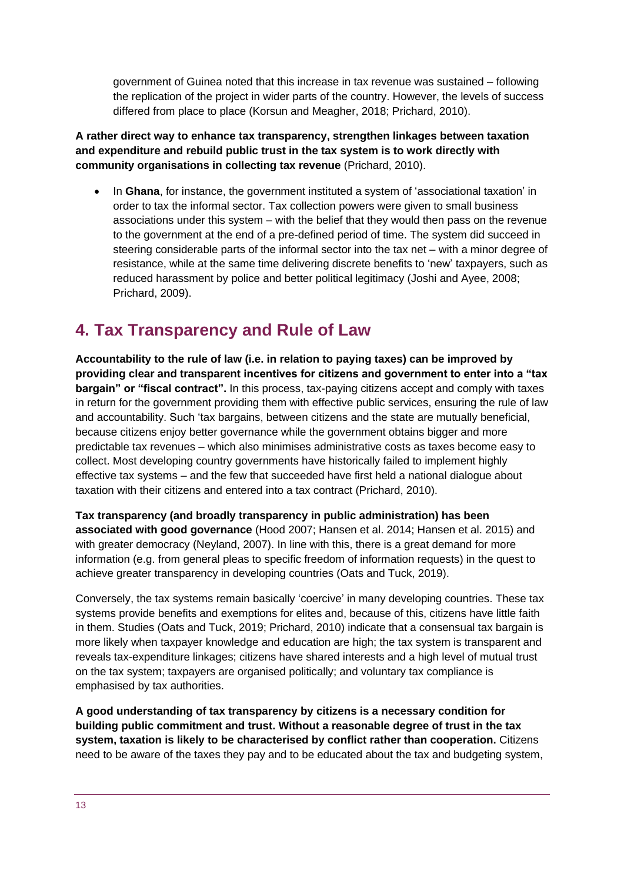government of Guinea noted that this increase in tax revenue was sustained – following the replication of the project in wider parts of the country. However, the levels of success differed from place to place (Korsun and Meagher, 2018; Prichard, 2010).

**A rather direct way to enhance tax transparency, strengthen linkages between taxation and expenditure and rebuild public trust in the tax system is to work directly with community organisations in collecting tax revenue** (Prichard, 2010).

- In **Ghana**, for instance, the government instituted a system of 'associational taxation' in order to tax the informal sector. Tax collection powers were given to small business associations under this system – with the belief that they would then pass on the revenue to the government at the end of a pre-defined period of time. The system did succeed in steering considerable parts of the informal sector into the tax net – with a minor degree of resistance, while at the same time delivering discrete benefits to 'new' taxpayers, such as reduced harassment by police and better political legitimacy (Joshi and Ayee, 2008; Prichard, 2009).

## 4. Tax Transparency and Rule of Law

**Accountability to the rule of law (i.e. in relation to paying taxes) can be improved by providing clear and transparent incentives for citizens and government to enter into a "tax bargain" or "fiscal contract".** In this process, tax-paying citizens accept and comply with taxes in return for the government providing them with effective public services, ensuring the rule of law and accountability. Such 'tax bargains, between citizens and the state are mutually beneficial, because citizens enjoy better governance while the government obtains bigger and more predictable tax revenues – which also minimises administrative costs as taxes become easy to collect. Most developing country governments have historically failed to implement highly effective tax systems – and the few that succeeded have first held a national dialogue about taxation with their citizens and entered into a tax contract (Prichard, 2010).

**Tax transparency (and broadly transparency in public administration) has been associated with good governance** (Hood 2007; Hansen et al. 2014; Hansen et al. 2015) and with greater democracy (Neyland, 2007). In line with this, there is a great demand for more information (e.g. from general pleas to specific freedom of information requests) in the quest to achieve greater transparency in developing countries (Oats and Tuck, 2019).

Conversely, the tax systems remain basically 'coercive' in many developing countries. These tax systems provide benefits and exemptions for elites and, because of this, citizens have little faith in them. Studies (Oats and Tuck, 2019; Prichard, 2010) indicate that a consensual tax bargain is more likely when taxpayer knowledge and education are high; the tax system is transparent and reveals tax-expenditure linkages; citizens have shared interests and a high level of mutual trust on the tax system; taxpayers are organised politically; and voluntary tax compliance is emphasised by tax authorities.

**A good understanding of tax transparency by citizens is a necessary condition for building public commitment and trust. Without a reasonable degree of trust in the tax system, taxation is likely to be characterised by conflict rather than cooperation.** Citizens need to be aware of the taxes they pay and to be educated about the tax and budgeting system,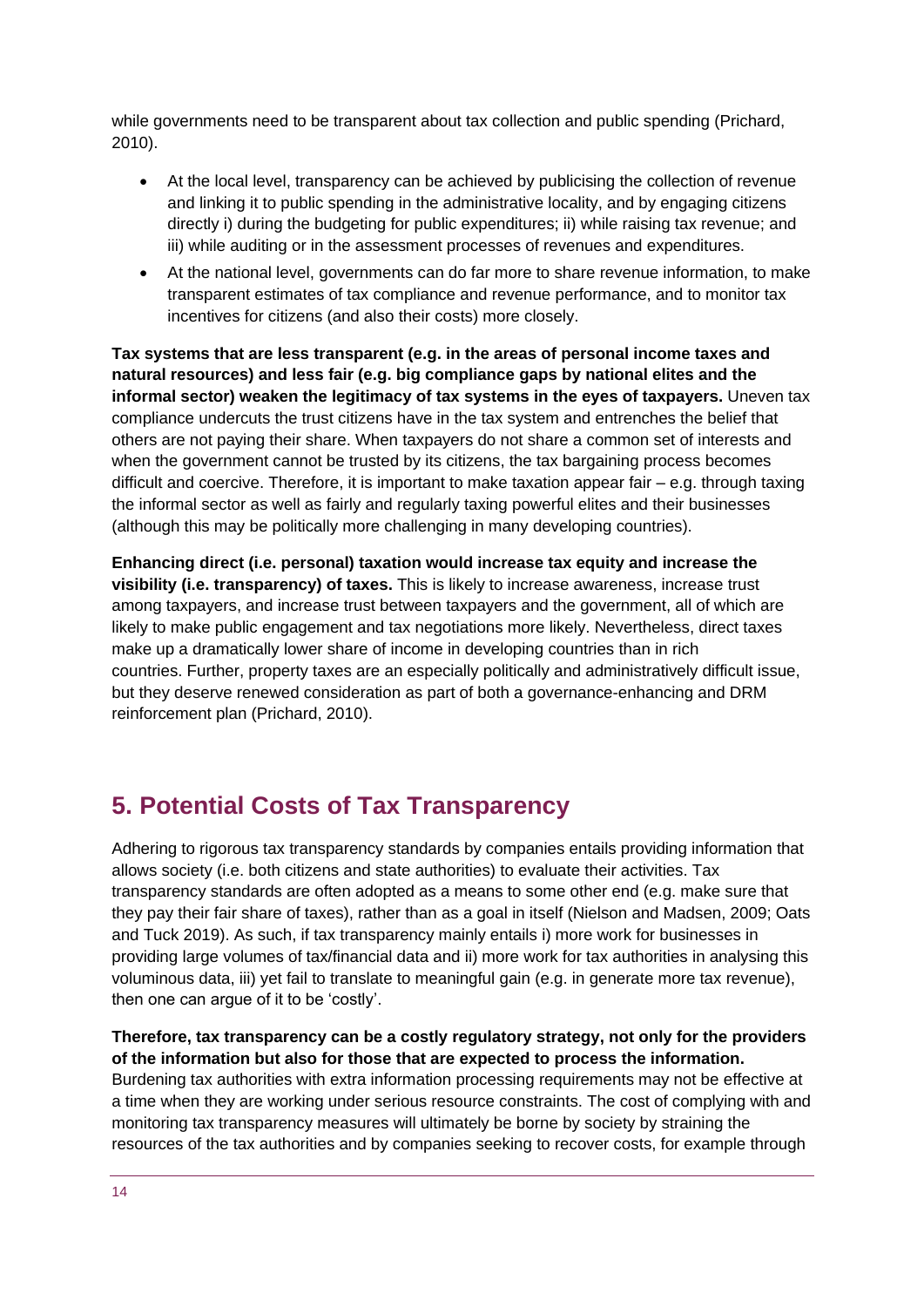while governments need to be transparent about tax collection and public spending (Prichard, 2010).

- At the local level, transparency can be achieved by publicising the collection of revenue and linking it to public spending in the administrative locality, and by engaging citizens directly i) during the budgeting for public expenditures; ii) while raising tax revenue; and iii) while auditing or in the assessment processes of revenues and expenditures.
- At the national level, governments can do far more to share revenue information, to make transparent estimates of tax compliance and revenue performance, and to monitor tax incentives for citizens (and also their costs) more closely.

**Tax systems that are less transparent (e.g. in the areas of personal income taxes and natural resources) and less fair (e.g. big compliance gaps by national elites and the informal sector) weaken the legitimacy of tax systems in the eyes of taxpayers.** Uneven tax compliance undercuts the trust citizens have in the tax system and entrenches the belief that others are not paying their share. When taxpayers do not share a common set of interests and when the government cannot be trusted by its citizens, the tax bargaining process becomes difficult and coercive. Therefore, it is important to make taxation appear fair – e.g. through taxing the informal sector as well as fairly and regularly taxing powerful elites and their businesses (although this may be politically more challenging in many developing countries).

**Enhancing direct (i.e. personal) taxation would increase tax equity and increase the visibility (i.e. transparency) of taxes.** This is likely to increase awareness, increase trust among taxpayers, and increase trust between taxpayers and the government, all of which are likely to make public engagement and tax negotiations more likely. Nevertheless, direct taxes make up a dramatically lower share of income in developing countries than in rich countries. Further, property taxes are an especially politically and administratively difficult issue, but they deserve renewed consideration as part of both a governance-enhancing and DRM reinforcement plan (Prichard, 2010).

## 5. Potential Costs of Tax Transparency

Adhering to rigorous tax transparency standards by companies entails providing information that allows society (i.e. both citizens and state authorities) to evaluate their activities. Tax transparency standards are often adopted as a means to some other end (e.g. make sure that they pay their fair share of taxes), rather than as a goal in itself (Nielson and Madsen, 2009; Oats and Tuck 2019). As such, if tax transparency mainly entails i) more work for businesses in providing large volumes of tax/financial data and ii) more work for tax authorities in analysing this voluminous data, iii) yet fail to translate to meaningful gain (e.g. in generate more tax revenue), then one can argue of it to be 'costly'.

**Therefore, tax transparency can be a costly regulatory strategy, not only for the providers of the information but also for those that are expected to process the information.** Burdening tax authorities with extra information processing requirements may not be effective at a time when they are working under serious resource constraints. The cost of complying with and monitoring tax transparency measures will ultimately be borne by society by straining the resources of the tax authorities and by companies seeking to recover costs, for example through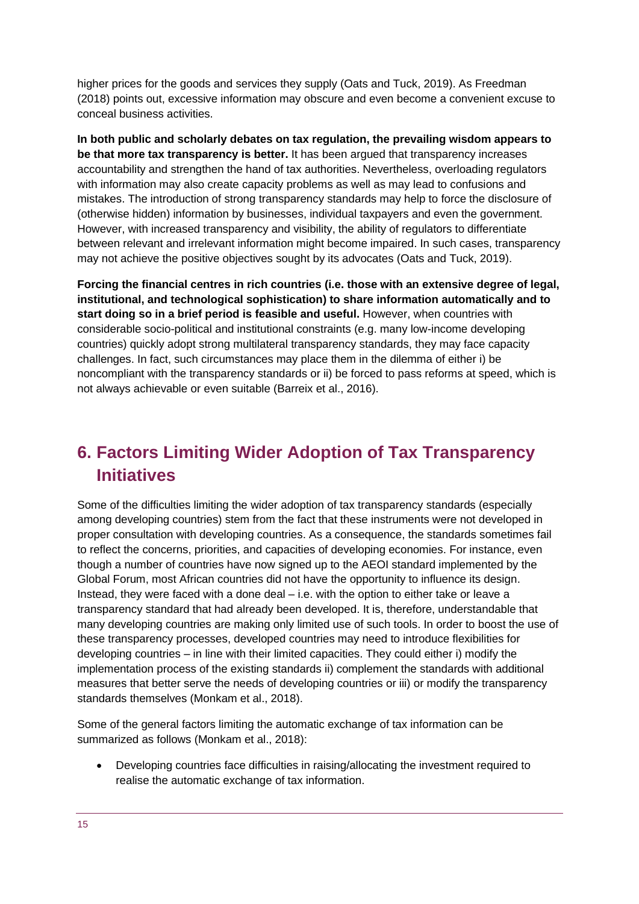higher prices for the goods and services they supply (Oats and Tuck, 2019). As Freedman (2018) points out, excessive information may obscure and even become a convenient excuse to conceal business activities.

**In both public and scholarly debates on tax regulation, the prevailing wisdom appears to be that more tax transparency is better.** It has been argued that transparency increases accountability and strengthen the hand of tax authorities. Nevertheless, overloading regulators with information may also create capacity problems as well as may lead to confusions and mistakes. The introduction of strong transparency standards may help to force the disclosure of (otherwise hidden) information by businesses, individual taxpayers and even the government. However, with increased transparency and visibility, the ability of regulators to differentiate between relevant and irrelevant information might become impaired. In such cases, transparency may not achieve the positive objectives sought by its advocates (Oats and Tuck, 2019).

**Forcing the financial centres in rich countries (i.e. those with an extensive degree of legal, institutional, and technological sophistication) to share information automatically and to start doing so in a brief period is feasible and useful.** However, when countries with considerable socio-political and institutional constraints (e.g. many low-income developing countries) quickly adopt strong multilateral transparency standards, they may face capacity challenges. In fact, such circumstances may place them in the dilemma of either i) be noncompliant with the transparency standards or ii) be forced to pass reforms at speed, which is not always achievable or even suitable (Barreix et al., 2016).

## 6. Factors Limiting Wider Adoption of Tax Transparency Initiatives

Some of the difficulties limiting the wider adoption of tax transparency standards (especially among developing countries) stem from the fact that these instruments were not developed in proper consultation with developing countries. As a consequence, the standards sometimes fail to reflect the concerns, priorities, and capacities of developing economies. For instance, even though a number of countries have now signed up to the AEOI standard implemented by the Global Forum, most African countries did not have the opportunity to influence its design. Instead, they were faced with a done deal – i.e. with the option to either take or leave a transparency standard that had already been developed. It is, therefore, understandable that many developing countries are making only limited use of such tools. In order to boost the use of these transparency processes, developed countries may need to introduce flexibilities for developing countries – in line with their limited capacities. They could either i) modify the implementation process of the existing standards ii) complement the standards with additional measures that better serve the needs of developing countries or iii) or modify the transparency standards themselves (Monkam et al., 2018).

Some of the general factors limiting the automatic exchange of tax information can be summarized as follows (Monkam et al., 2018):

- Developing countries face difficulties in raising/allocating the investment required to realise the automatic exchange of tax information.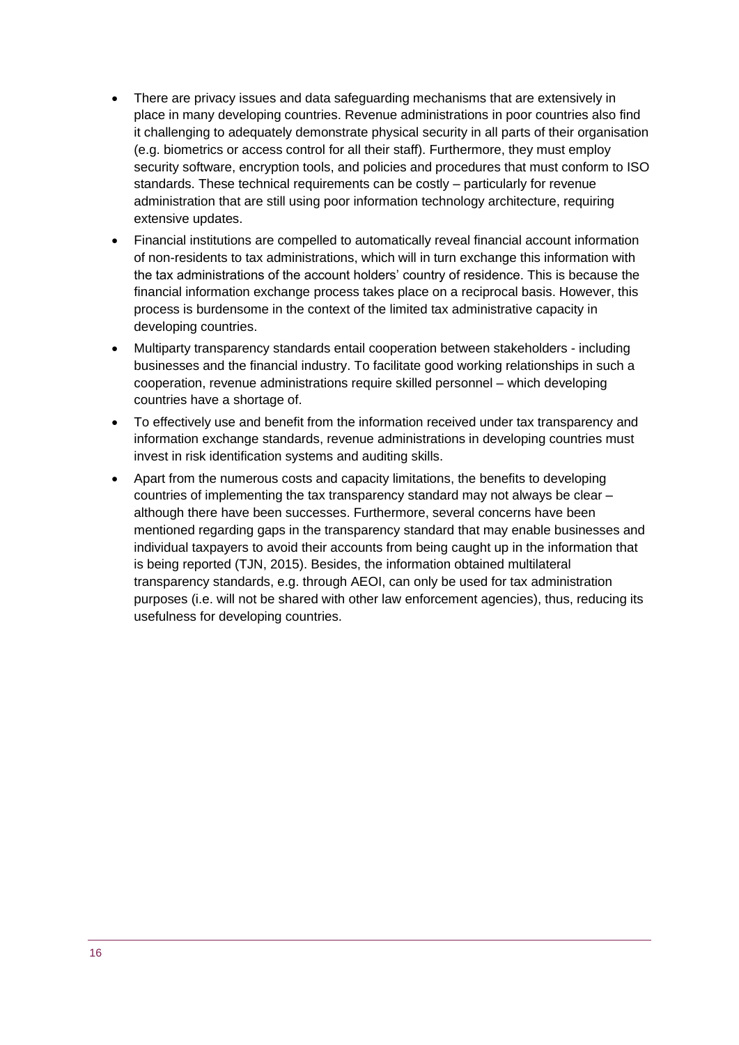- There are privacy issues and data safeguarding mechanisms that are extensively in place in many developing countries. Revenue administrations in poor countries also find it challenging to adequately demonstrate physical security in all parts of their organisation (e.g. biometrics or access control for all their staff). Furthermore, they must employ security software, encryption tools, and policies and procedures that must conform to ISO standards. These technical requirements can be costly – particularly for revenue administration that are still using poor information technology architecture, requiring extensive updates.
- Financial institutions are compelled to automatically reveal financial account information of non-residents to tax administrations, which will in turn exchange this information with the tax administrations of the account holders' country of residence. This is because the financial information exchange process takes place on a reciprocal basis. However, this process is burdensome in the context of the limited tax administrative capacity in developing countries.
- Multiparty transparency standards entail cooperation between stakeholders - including businesses and the financial industry. To facilitate good working relationships in such a cooperation, revenue administrations require skilled personnel – which developing countries have a shortage of.
- To effectively use and benefit from the information received under tax transparency and information exchange standards, revenue administrations in developing countries must invest in risk identification systems and auditing skills.
- Apart from the numerous costs and capacity limitations, the benefits to developing countries of implementing the tax transparency standard may not always be clear – although there have been successes. Furthermore, several concerns have been mentioned regarding gaps in the transparency standard that may enable businesses and individual taxpayers to avoid their accounts from being caught up in the information that is being reported (TJN, 2015). Besides, the information obtained multilateral transparency standards, e.g. through AEOI, can only be used for tax administration purposes (i.e. will not be shared with other law enforcement agencies), thus, reducing its usefulness for developing countries.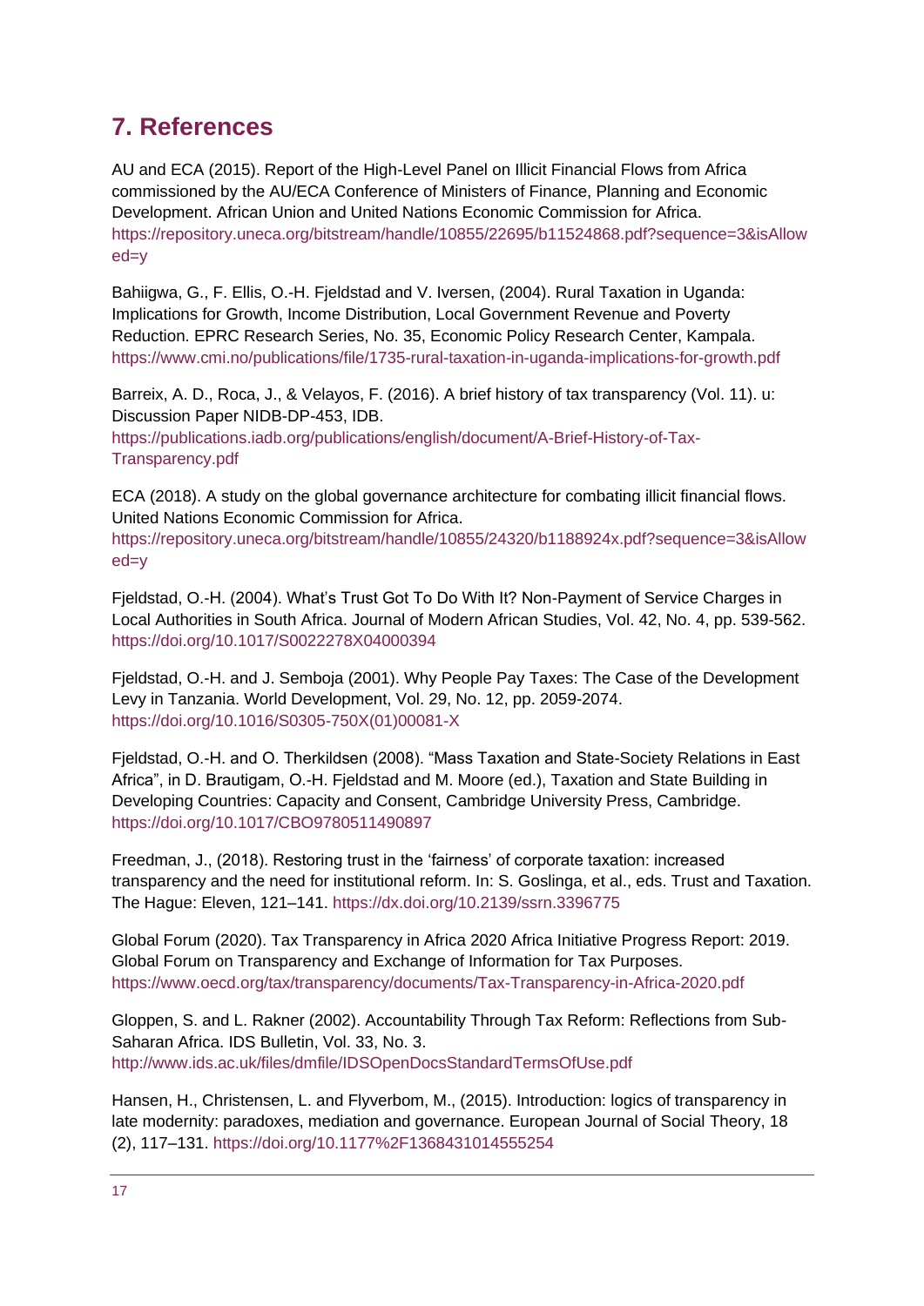## 7. References

AU and ECA (2015). Report of the High-Level Panel on Illicit Financial Flows from Africa commissioned by the AU/ECA Conference of Ministers of Finance, Planning and Economic Development. African Union and United Nations Economic Commission for Africa. https://repository.uneca.org/bitstream/handle/10855/22695/b11524868.pdf?sequence=3&isAllowed=y

Bahiigwa, G., F. Ellis, O.-H. Fjeldstad and V. Iversen, (2004). Rural Taxation in Uganda: Implications for Growth, Income Distribution, Local Government Revenue and Poverty Reduction. EPRC Research Series, No. 35, Economic Policy Research Center, Kampala. https://www.cmi.no/publications/file/1735-rural-taxation-in-uganda-implications-for-growth.pdf

Barreix, A. D., Roca, J., & Velayos, F. (2016). A brief history of tax transparency (Vol. 11). u: Discussion Paper NIDB-DP-453, IDB. https://publications.iadb.org/publications/english/document/A-Brief-History-of-Tax-Transparency.pdf

ECA (2018). A study on the global governance architecture for combating illicit financial flows. United Nations Economic Commission for Africa. https://repository.uneca.org/bitstream/handle/10855/24320/b1188924x.pdf?sequence=3&isAllowed=y

Fjeldstad, O.-H. (2004). What's Trust Got To Do With It? Non-Payment of Service Charges in Local Authorities in South Africa. Journal of Modern African Studies, Vol. 42, No. 4, pp. 539-562. https://doi.org/10.1017/S0022278X04000394

Fjeldstad, O.-H. and J. Semboja (2001). Why People Pay Taxes: The Case of the Development Levy in Tanzania. World Development, Vol. 29, No. 12, pp. 2059-2074. https://doi.org/10.1016/S0305-750X(01)00081-X

Fjeldstad, O.-H. and O. Therkildsen (2008). "Mass Taxation and State-Society Relations in East Africa", in D. Brautigam, O.-H. Fjeldstad and M. Moore (ed.), Taxation and State Building in Developing Countries: Capacity and Consent, Cambridge University Press, Cambridge. https://doi.org/10.1017/CBO9780511490897

Freedman, J., (2018). Restoring trust in the 'fairness' of corporate taxation: increased transparency and the need for institutional reform. In: S. Goslinga, et al., eds. Trust and Taxation. The Hague: Eleven, 121–141. https://dx.doi.org/10.2139/ssrn.3396775

Global Forum (2020). Tax Transparency in Africa 2020 Africa Initiative Progress Report: 2019. Global Forum on Transparency and Exchange of Information for Tax Purposes. https://www.oecd.org/tax/transparency/documents/Tax-Transparency-in-Africa-2020.pdf

Gloppen, S. and L. Rakner (2002). Accountability Through Tax Reform: Reflections from Sub-Saharan Africa. IDS Bulletin, Vol. 33, No. 3. http://www.ids.ac.uk/files/dmfile/IDSOpenDocsStandardTermsOfUse.pdf

Hansen, H., Christensen, L. and Flyverbom, M., (2015). Introduction: logics of transparency in late modernity: paradoxes, mediation and governance. European Journal of Social Theory, 18 (2), 117–131. https://doi.org/10.1177%2F1368431014555254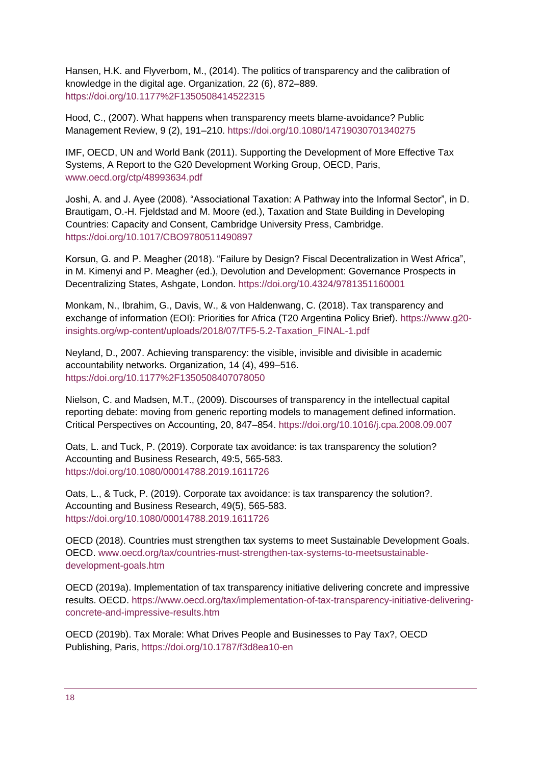Hansen, H.K. and Flyverbom, M., (2014). The politics of transparency and the calibration of knowledge in the digital age. Organization, 22 (6), 872–889. https://doi.org/10.1177%2F1350508414522315

Hood, C., (2007). What happens when transparency meets blame-avoidance? Public Management Review, 9 (2), 191–210. https://doi.org/10.1080/14719030701340275

IMF, OECD, UN and World Bank (2011). Supporting the Development of More Effective Tax Systems, A Report to the G20 Development Working Group, OECD, Paris, www.oecd.org/ctp/48993634.pdf

Joshi, A. and J. Ayee (2008). "Associational Taxation: A Pathway into the Informal Sector", in D. Brautigam, O.-H. Fjeldstad and M. Moore (ed.), Taxation and State Building in Developing Countries: Capacity and Consent, Cambridge University Press, Cambridge. https://doi.org/10.1017/CBO9780511490897

Korsun, G. and P. Meagher (2018). "Failure by Design? Fiscal Decentralization in West Africa", in M. Kimenyi and P. Meagher (ed.), Devolution and Development: Governance Prospects in Decentralizing States, Ashgate, London. https://doi.org/10.4324/9781351160001

Monkam, N., Ibrahim, G., Davis, W., & von Haldenwang, C. (2018). Tax transparency and exchange of information (EOI): Priorities for Africa (T20 Argentina Policy Brief). https://www.g20-insights.org/wp-content/uploads/2018/07/TF5-5.2-Taxation_FINAL-1.pdf

Neyland, D., 2007. Achieving transparency: the visible, invisible and divisible in academic accountability networks. Organization, 14 (4), 499–516. https://doi.org/10.1177%2F1350508407078050

Nielson, C. and Madsen, M.T., (2009). Discourses of transparency in the intellectual capital reporting debate: moving from generic reporting models to management defined information. Critical Perspectives on Accounting, 20, 847–854. https://doi.org/10.1016/j.cpa.2008.09.007

Oats, L. and Tuck, P. (2019). Corporate tax avoidance: is tax transparency the solution? Accounting and Business Research, 49:5, 565-583. https://doi.org/10.1080/00014788.2019.1611726

Oats, L., & Tuck, P. (2019). Corporate tax avoidance: is tax transparency the solution?. Accounting and Business Research, 49(5), 565-583. https://doi.org/10.1080/00014788.2019.1611726

OECD (2018). Countries must strengthen tax systems to meet Sustainable Development Goals. OECD. www.oecd.org/tax/countries-must-strengthen-tax-systems-to-meetsustainable-development-goals.htm

OECD (2019a). Implementation of tax transparency initiative delivering concrete and impressive results. OECD. https://www.oecd.org/tax/implementation-of-tax-transparency-initiative-delivering-concrete-and-impressive-results.htm

OECD (2019b). Tax Morale: What Drives People and Businesses to Pay Tax?, OECD Publishing, Paris, https://doi.org/10.1787/f3d8ea10-en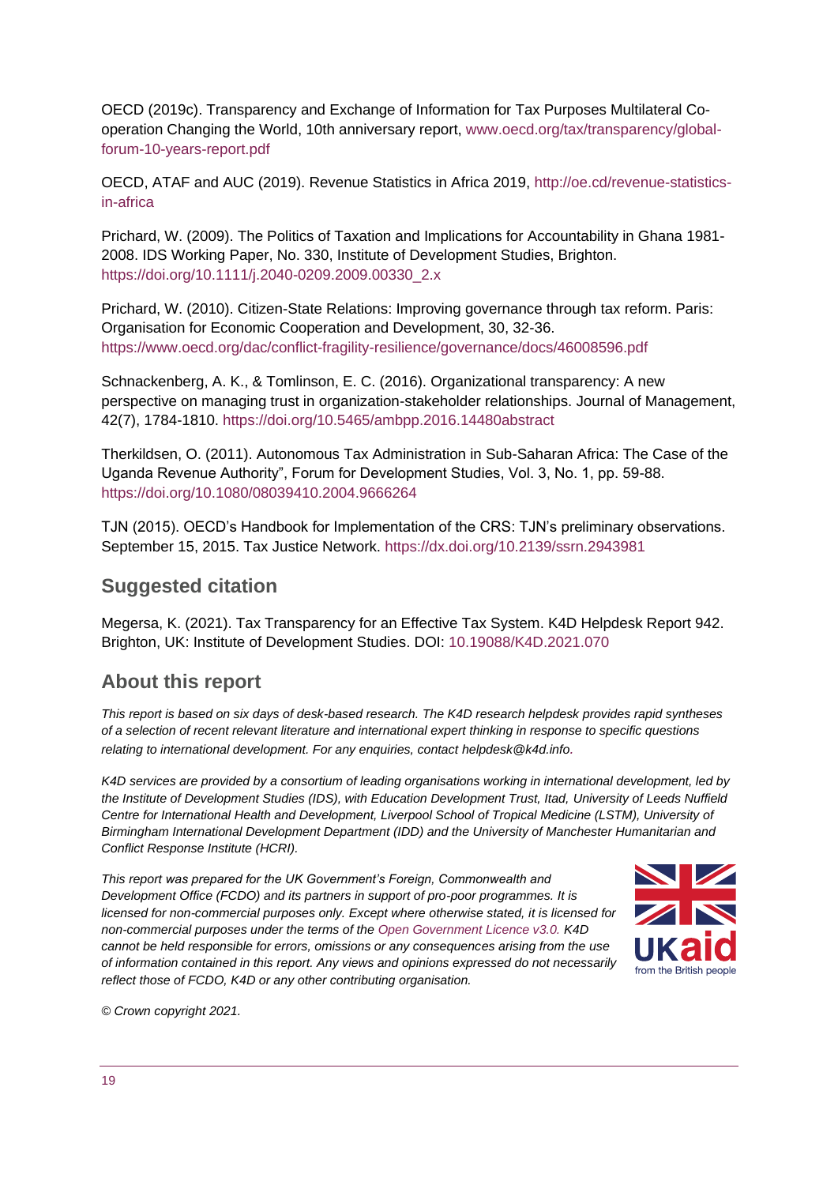OECD (2019c). Transparency and Exchange of Information for Tax Purposes Multilateral Co-operation Changing the World, 10th anniversary report, www.oecd.org/tax/transparency/global-forum-10-years-report.pdf

OECD, ATAF and AUC (2019). Revenue Statistics in Africa 2019, http://oe.cd/revenue-statistics-in-africa

Prichard, W. (2009). The Politics of Taxation and Implications for Accountability in Ghana 1981-2008. IDS Working Paper, No. 330, Institute of Development Studies, Brighton. https://doi.org/10.1111/j.2040-0209.2009.00330_2.x

Prichard, W. (2010). Citizen-State Relations: Improving governance through tax reform. Paris: Organisation for Economic Cooperation and Development, 30, 32-36. https://www.oecd.org/dac/conflict-fragility-resilience/governance/docs/46008596.pdf

Schnackenberg, A. K., & Tomlinson, E. C. (2016). Organizational transparency: A new perspective on managing trust in organization-stakeholder relationships. Journal of Management, 42(7), 1784-1810. https://doi.org/10.5465/ambpp.2016.14480abstract

Therkildsen, O. (2011). Autonomous Tax Administration in Sub-Saharan Africa: The Case of the Uganda Revenue Authority", Forum for Development Studies, Vol. 3, No. 1, pp. 59-88. https://doi.org/10.1080/08039410.2004.9666264

TJN (2015). OECD's Handbook for Implementation of the CRS: TJN's preliminary observations. September 15, 2015. Tax Justice Network. https://dx.doi.org/10.2139/ssrn.2943981

## Suggested citation

Megersa, K. (2021). Tax Transparency for an Effective Tax System. K4D Helpdesk Report 942. Brighton, UK: Institute of Development Studies. DOI: 10.19088/K4D.2021.070

## About this report

*This report is based on six days of desk-based research. The K4D research helpdesk provides rapid syntheses of a selection of recent relevant literature and international expert thinking in response to specific questions relating to international development. For any enquiries, contact helpdesk@k4d.info.*

*K4D services are provided by a consortium of leading organisations working in international development, led by the Institute of Development Studies (IDS), with Education Development Trust, Itad, University of Leeds Nuffield Centre for International Health and Development, Liverpool School of Tropical Medicine (LSTM), University of Birmingham International Development Department (IDD) and the University of Manchester Humanitarian and Conflict Response Institute (HCRI).*

*This report was prepared for the UK Government's Foreign, Commonwealth and Development Office (FCDO) and its partners in support of pro-poor programmes. It is licensed for non-commercial purposes only. Except where otherwise stated, it is licensed for non-commercial purposes under the terms of the Open Government Licence v3.0. K4D cannot be held responsible for errors, omissions or any consequences arising from the use of information contained in this report. Any views and opinions expressed do not necessarily reflect those of FCDO, K4D or any other contributing organisation.*

UKaid from the British people

*© Crown copyright 2021.*